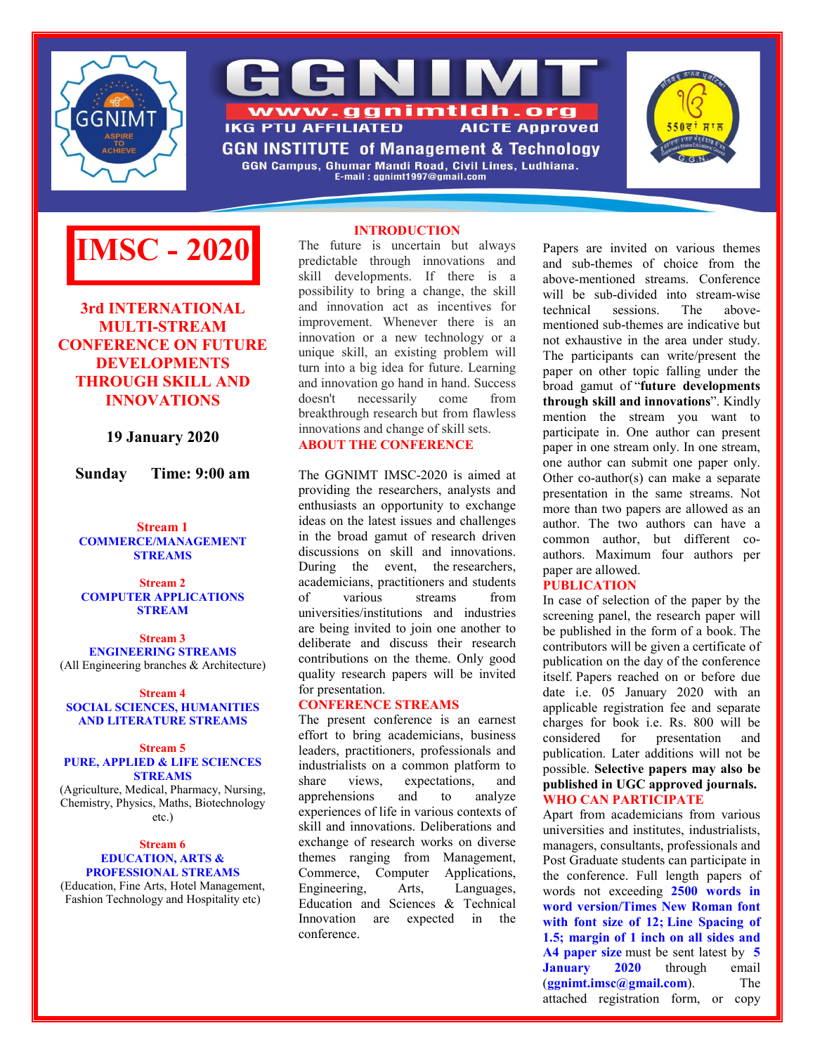# GGNIMT

www.ggnimtldh.org

IKG PTU AFFILIATED AICTE Approved

GGN INSTITUTE of Management & Technology

GGN Campus, Ghumar Mandi Road, Civil Lines, Ludhiana.

E-mail : ggnimt1997@gmail.com

# IMSC - 2020

## 3rd INTERNATIONAL MULTI-STREAM CONFERENCE ON FUTURE DEVELOPMENTS THROUGH SKILL AND INNOVATIONS

**19 January 2020**

**Sunday Time: 9:00 am**

**Stream 1**
**COMMERCE/MANAGEMENT STREAMS**

**Stream 2**
**COMPUTER APPLICATIONS STREAM**

**Stream 3**
**ENGINEERING STREAMS**
(All Engineering branches & Architecture)

**Stream 4**
**SOCIAL SCIENCES, HUMANITIES AND LITERATURE STREAMS**

**Stream 5**
**PURE, APPLIED & LIFE SCIENCES STREAMS**
(Agriculture, Medical, Pharmacy, Nursing, Chemistry, Physics, Maths, Biotechnology etc.)

**Stream 6**
**EDUCATION, ARTS & PROFESSIONAL STREAMS**
(Education, Fine Arts, Hotel Management, Fashion Technology and Hospitality etc)

### INTRODUCTION

The future is uncertain but always predictable through innovations and skill developments. If there is a possibility to bring a change, the skill and innovation act as incentives for improvement. Whenever there is an innovation or a new technology or a unique skill, an existing problem will turn into a big idea for future. Learning and innovation go hand in hand. Success doesn't necessarily come from breakthrough research but from flawless innovations and change of skill sets.

### ABOUT THE CONFERENCE

The GGNIMT IMSC-2020 is aimed at providing the researchers, analysts and enthusiasts an opportunity to exchange ideas on the latest issues and challenges in the broad gamut of research driven discussions on skill and innovations. During the event, the researchers, academicians, practitioners and students of various streams from universities/institutions and industries are being invited to join one another to deliberate and discuss their research contributions on the theme. Only good quality research papers will be invited for presentation.

### CONFERENCE STREAMS

The present conference is an earnest effort to bring academicians, business leaders, practitioners, professionals and industrialists on a common platform to share views, expectations, and apprehensions and to analyze experiences of life in various contexts of skill and innovations. Deliberations and exchange of research works on diverse themes ranging from Management, Commerce, Computer Applications, Engineering, Arts, Languages, Education and Sciences & Technical Innovation are expected in the conference.

Papers are invited on various themes and sub-themes of choice from the above-mentioned streams. Conference will be sub-divided into stream-wise technical sessions. The above-mentioned sub-themes are indicative but not exhaustive in the area under study. The participants can write/present the paper on other topic falling under the broad gamut of "**future developments through skill and innovations**". Kindly mention the stream you want to participate in. One author can present paper in one stream only. In one stream, one author can submit one paper only. Other co-author(s) can make a separate presentation in the same streams. Not more than two papers are allowed as an author. The two authors can have a common author, but different co-authors. Maximum four authors per paper are allowed.

### PUBLICATION

In case of selection of the paper by the screening panel, the research paper will be published in the form of a book. The contributors will be given a certificate of publication on the day of the conference itself. Papers reached on or before due date i.e. 05 January 2020 with an applicable registration fee and separate charges for book i.e. Rs. 800 will be considered for presentation and publication. Later additions will not be possible. **Selective papers may also be published in UGC approved journals.**

### WHO CAN PARTICIPATE

Apart from academicians from various universities and institutes, industrialists, managers, consultants, professionals and Post Graduate students can participate in the conference. Full length papers of words not exceeding **2500 words in word version/Times New Roman font with font size of 12; Line Spacing of 1.5; margin of 1 inch on all sides and A4 paper size** must be sent latest by **5 January 2020** through email (**ggnimt.imsc@gmail.com**). The attached registration form, or copy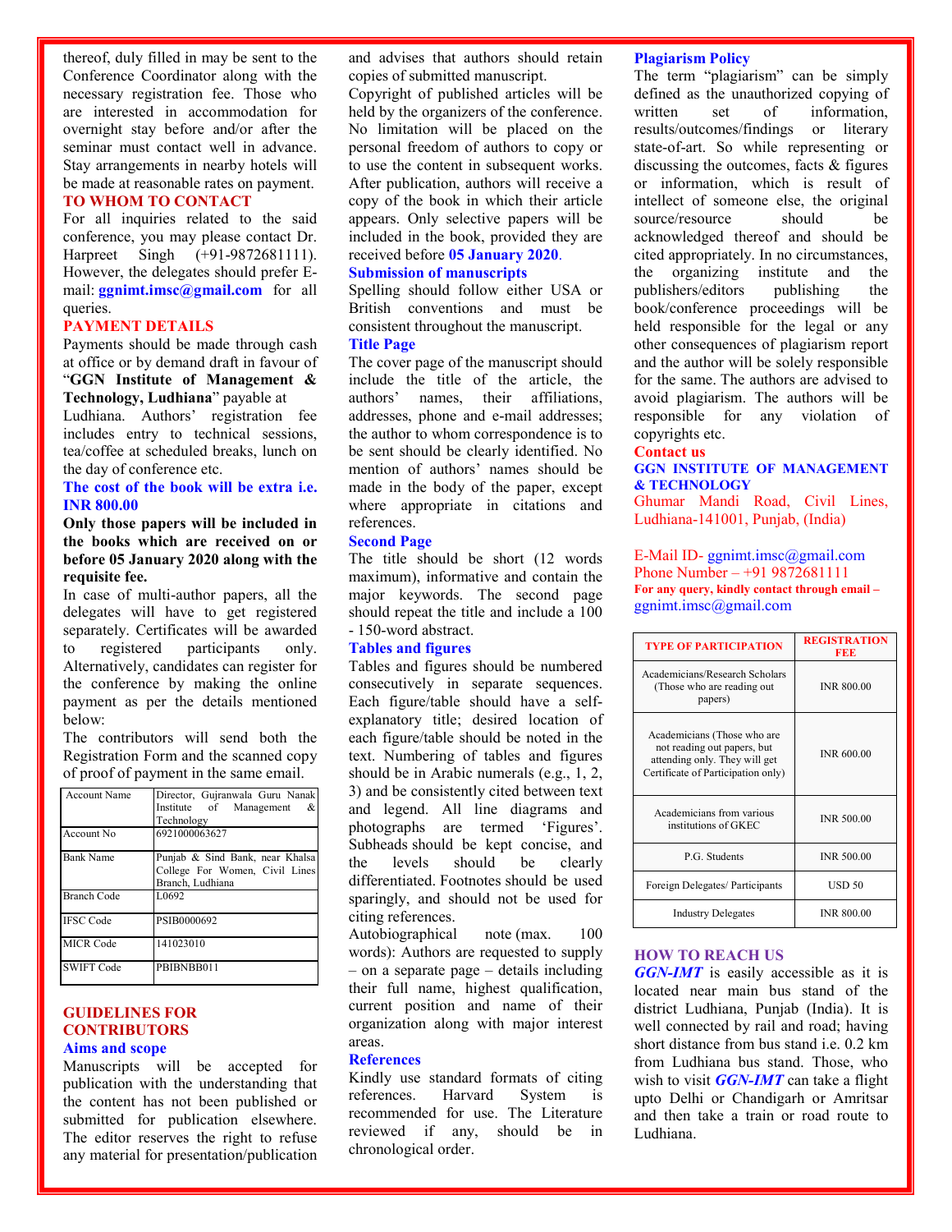thereof, duly filled in may be sent to the Conference Coordinator along with the necessary registration fee. Those who are interested in accommodation for overnight stay before and/or after the seminar must contact well in advance. Stay arrangements in nearby hotels will be made at reasonable rates on payment.

## TO WHOM TO CONTACT

For all inquiries related to the said conference, you may please contact Dr. Harpreet Singh (+91-9872681111). However, the delegates should prefer E-mail: **ggnimt.imsc@gmail.com** for all queries.

## PAYMENT DETAILS

Payments should be made through cash at office or by demand draft in favour of "**GGN Institute of Management & Technology, Ludhiana**" payable at Ludhiana. Authors' registration fee includes entry to technical sessions, tea/coffee at scheduled breaks, lunch on the day of conference etc.

**The cost of the book will be extra i.e. INR 800.00**

**Only those papers will be included in the books which are received on or before 05 January 2020 along with the requisite fee.**

In case of multi-author papers, all the delegates will have to get registered separately. Certificates will be awarded to registered participants only. Alternatively, candidates can register for the conference by making the online payment as per the details mentioned below:

The contributors will send both the Registration Form and the scanned copy of proof of payment in the same email.

| Account Name | Director, Gujranwala Guru Nanak Institute of Management & Technology |
|---|---|
| Account No | 6921000063627 |
| Bank Name | Punjab & Sind Bank, near Khalsa College For Women, Civil Lines Branch, Ludhiana |
| Branch Code | L0692 |
| IFSC Code | PSIB0000692 |
| MICR Code | 141023010 |
| SWIFT Code | PBIBNBB011 |

## GUIDELINES FOR CONTRIBUTORS

### Aims and scope

Manuscripts will be accepted for publication with the understanding that the content has not been published or submitted for publication elsewhere. The editor reserves the right to refuse any material for presentation/publication and advises that authors should retain copies of submitted manuscript.

Copyright of published articles will be held by the organizers of the conference. No limitation will be placed on the personal freedom of authors to copy or to use the content in subsequent works. After publication, authors will receive a copy of the book in which their article appears. Only selective papers will be included in the book, provided they are received before **05 January 2020**.

### Submission of manuscripts

Spelling should follow either USA or British conventions and must be consistent throughout the manuscript.

### Title Page

The cover page of the manuscript should include the title of the article, the authors' names, their affiliations, addresses, phone and e-mail addresses; the author to whom correspondence is to be sent should be clearly identified. No mention of authors' names should be made in the body of the paper, except where appropriate in citations and references.

### Second Page

The title should be short (12 words maximum), informative and contain the major keywords. The second page should repeat the title and include a 100 - 150-word abstract.

### Tables and figures

Tables and figures should be numbered consecutively in separate sequences. Each figure/table should have a self-explanatory title; desired location of each figure/table should be noted in the text. Numbering of tables and figures should be in Arabic numerals (e.g., 1, 2, 3) and be consistently cited between text and legend. All line diagrams and photographs are termed 'Figures'. Subheads should be kept concise, and the levels should be clearly differentiated. Footnotes should be used sparingly, and should not be used for citing references.

Autobiographical note (max. 100 words): Authors are requested to supply – on a separate page – details including their full name, highest qualification, current position and name of their organization along with major interest areas.

### References

Kindly use standard formats of citing references. Harvard System is recommended for use. The Literature reviewed if any, should be in chronological order.

### Plagiarism Policy

The term "plagiarism" can be simply defined as the unauthorized copying of written set of information, results/outcomes/findings or literary state-of-art. So while representing or discussing the outcomes, facts & figures or information, which is result of intellect of someone else, the original source/resource should be acknowledged thereof and should be cited appropriately. In no circumstances, the organizing institute and the publishers/editors publishing the book/conference proceedings will be held responsible for the legal or any other consequences of plagiarism report and the author will be solely responsible for the same. The authors are advised to avoid plagiarism. The authors will be responsible for any violation of copyrights etc.

## Contact us

**GGN INSTITUTE OF MANAGEMENT & TECHNOLOGY**

Ghumar Mandi Road, Civil Lines, Ludhiana-141001, Punjab, (India)

E-Mail ID- ggnimt.imsc@gmail.com
Phone Number – +91 9872681111
**For any query, kindly contact through email –** ggnimt.imsc@gmail.com

| TYPE OF PARTICIPATION | REGISTRATION FEE |
|---|---|
| Academicians/Research Scholars (Those who are reading out papers) | INR 800.00 |
| Academicians (Those who are not reading out papers, but attending only. They will get Certificate of Participation only) | INR 600.00 |
| Academicians from various institutions of GKEC | INR 500.00 |
| P.G. Students | INR 500.00 |
| Foreign Delegates/ Participants | USD 50 |
| Industry Delegates | INR 800.00 |

## HOW TO REACH US

***GGN-IMT*** is easily accessible as it is located near main bus stand of the district Ludhiana, Punjab (India). It is well connected by rail and road; having short distance from bus stand i.e. 0.2 km from Ludhiana bus stand. Those, who wish to visit ***GGN-IMT*** can take a flight upto Delhi or Chandigarh or Amritsar and then take a train or road route to Ludhiana.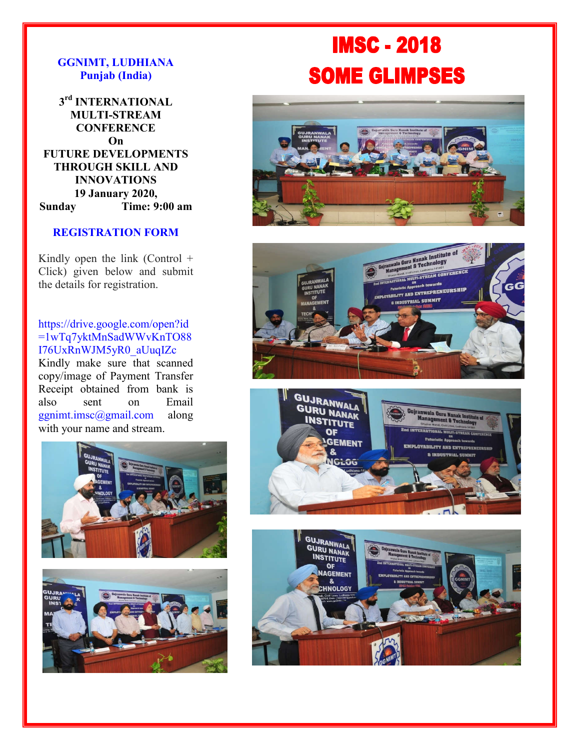**GGNIMT, LUDHIANA**
**Punjab (India)**

**3rd INTERNATIONAL MULTI-STREAM CONFERENCE**
**On**
**FUTURE DEVELOPMENTS THROUGH SKILL AND INNOVATIONS**
**19 January 2020,**
**Sunday Time: 9:00 am**

**REGISTRATION FORM**

Kindly open the link (Control + Click) given below and submit the details for registration.

https://drive.google.com/open?id=1wTq7yktMnSadWWvKnTO88I76UxRnWJM5yR0_aUuqIZc

Kindly make sure that scanned copy/image of Payment Transfer Receipt obtained from bank is also sent on Email ggnimt.imsc@gmail.com along with your name and stream.

# IMSC - 2018
# SOME GLIMPSES